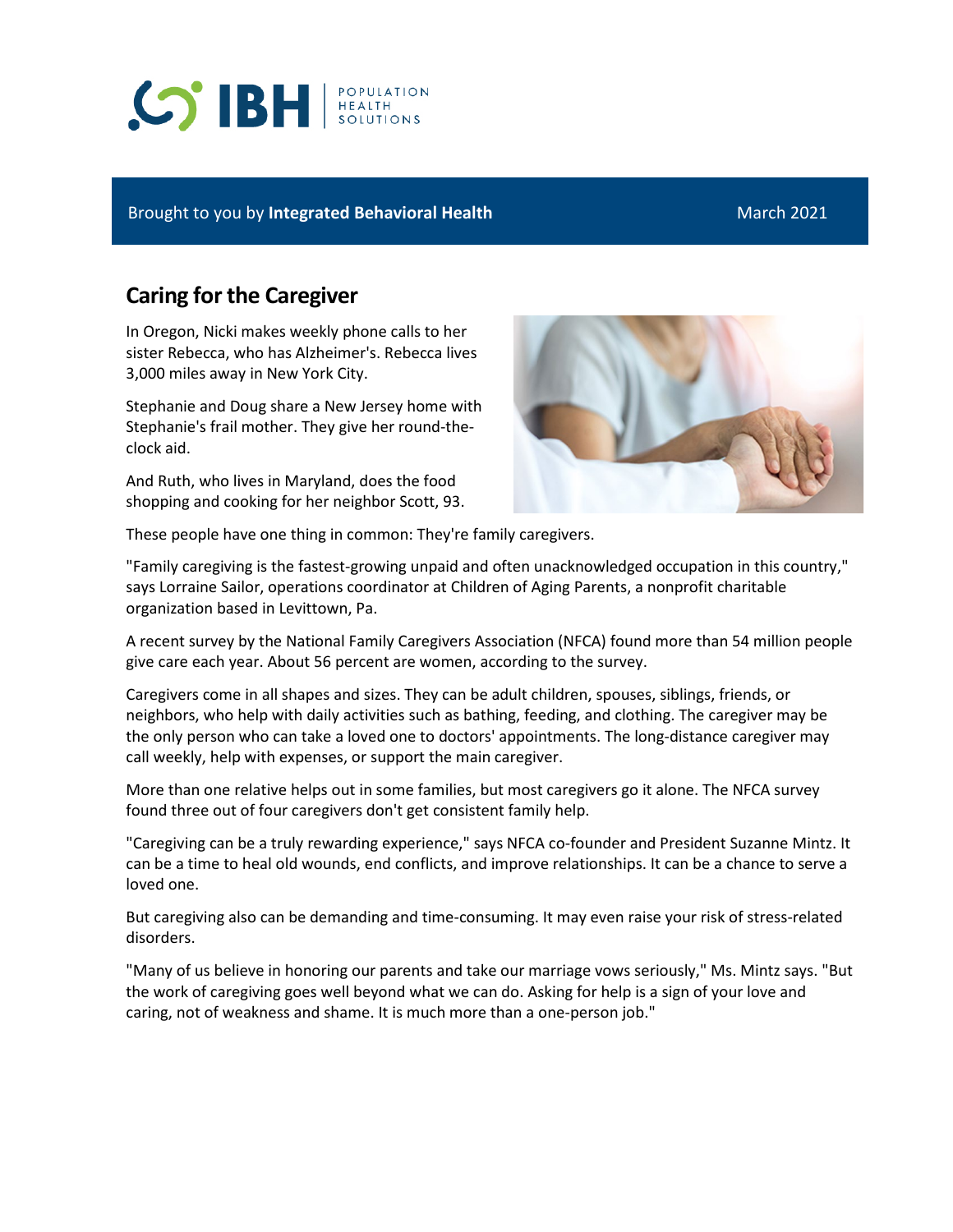Brought to you by **Integrated Behavioral Health** March 2021

## Caring for the Caregiver

In Oregon, Nicki makes weekly phone calls to her sister Rebecca, who has Alzheimer's. Rebecca lives 3,000 miles away in New York City.

Stephanie and Doug share a New Jersey home with Stephanie's frail mother. They give her round-the-clock aid.

And Ruth, who lives in Maryland, does the food shopping and cooking for her neighbor Scott, 93.

These people have one thing in common: They're family caregivers.

"Family caregiving is the fastest-growing unpaid and often unacknowledged occupation in this country," says Lorraine Sailor, operations coordinator at Children of Aging Parents, a nonprofit charitable organization based in Levittown, Pa.

A recent survey by the National Family Caregivers Association (NFCA) found more than 54 million people give care each year. About 56 percent are women, according to the survey.

Caregivers come in all shapes and sizes. They can be adult children, spouses, siblings, friends, or neighbors, who help with daily activities such as bathing, feeding, and clothing. The caregiver may be the only person who can take a loved one to doctors' appointments. The long-distance caregiver may call weekly, help with expenses, or support the main caregiver.

More than one relative helps out in some families, but most caregivers go it alone. The NFCA survey found three out of four caregivers don't get consistent family help.

"Caregiving can be a truly rewarding experience," says NFCA co-founder and President Suzanne Mintz. It can be a time to heal old wounds, end conflicts, and improve relationships. It can be a chance to serve a loved one.

But caregiving also can be demanding and time-consuming. It may even raise your risk of stress-related disorders.

"Many of us believe in honoring our parents and take our marriage vows seriously," Ms. Mintz says. "But the work of caregiving goes well beyond what we can do. Asking for help is a sign of your love and caring, not of weakness and shame. It is much more than a one-person job."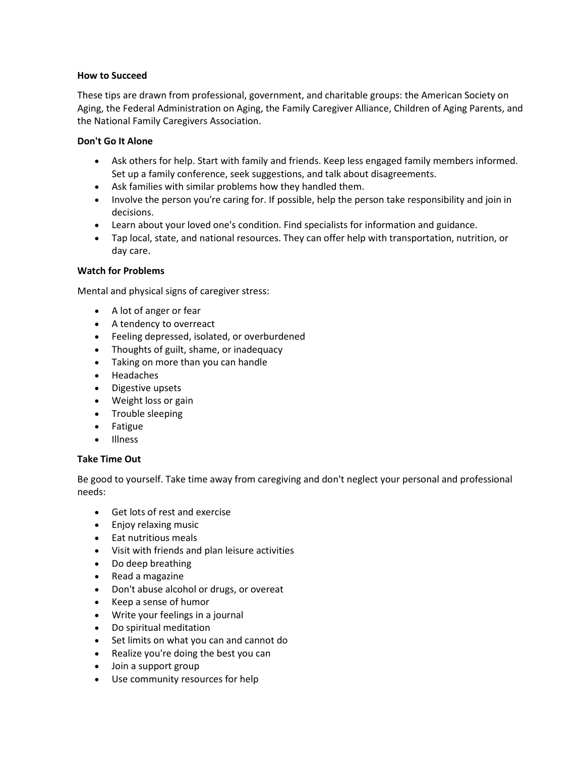**How to Succeed**

These tips are drawn from professional, government, and charitable groups: the American Society on Aging, the Federal Administration on Aging, the Family Caregiver Alliance, Children of Aging Parents, and the National Family Caregivers Association.

**Don't Go It Alone**

- Ask others for help. Start with family and friends. Keep less engaged family members informed. Set up a family conference, seek suggestions, and talk about disagreements.
- Ask families with similar problems how they handled them.
- Involve the person you're caring for. If possible, help the person take responsibility and join in decisions.
- Learn about your loved one's condition. Find specialists for information and guidance.
- Tap local, state, and national resources. They can offer help with transportation, nutrition, or day care.

**Watch for Problems**

Mental and physical signs of caregiver stress:

- A lot of anger or fear
- A tendency to overreact
- Feeling depressed, isolated, or overburdened
- Thoughts of guilt, shame, or inadequacy
- Taking on more than you can handle
- Headaches
- Digestive upsets
- Weight loss or gain
- Trouble sleeping
- Fatigue
- Illness

**Take Time Out**

Be good to yourself. Take time away from caregiving and don't neglect your personal and professional needs:

- Get lots of rest and exercise
- Enjoy relaxing music
- Eat nutritious meals
- Visit with friends and plan leisure activities
- Do deep breathing
- Read a magazine
- Don't abuse alcohol or drugs, or overeat
- Keep a sense of humor
- Write your feelings in a journal
- Do spiritual meditation
- Set limits on what you can and cannot do
- Realize you're doing the best you can
- Join a support group
- Use community resources for help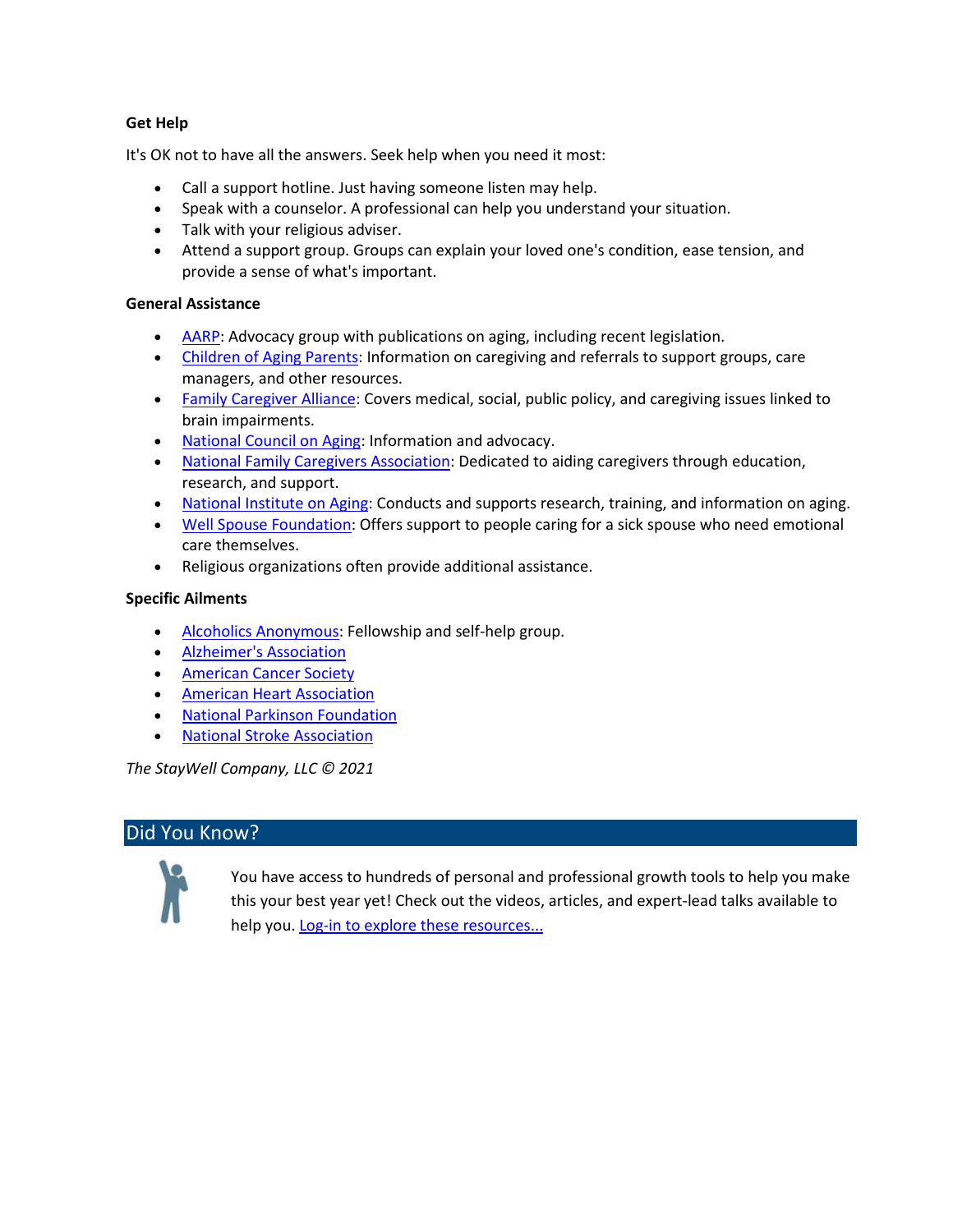**Get Help**

It's OK not to have all the answers. Seek help when you need it most:

- Call a support hotline. Just having someone listen may help.
- Speak with a counselor. A professional can help you understand your situation.
- Talk with your religious adviser.
- Attend a support group. Groups can explain your loved one's condition, ease tension, and provide a sense of what's important.

**General Assistance**

- AARP: Advocacy group with publications on aging, including recent legislation.
- Children of Aging Parents: Information on caregiving and referrals to support groups, care managers, and other resources.
- Family Caregiver Alliance: Covers medical, social, public policy, and caregiving issues linked to brain impairments.
- National Council on Aging: Information and advocacy.
- National Family Caregivers Association: Dedicated to aiding caregivers through education, research, and support.
- National Institute on Aging: Conducts and supports research, training, and information on aging.
- Well Spouse Foundation: Offers support to people caring for a sick spouse who need emotional care themselves.
- Religious organizations often provide additional assistance.

**Specific Ailments**

- Alcoholics Anonymous: Fellowship and self-help group.
- Alzheimer's Association
- American Cancer Society
- American Heart Association
- National Parkinson Foundation
- National Stroke Association

*The StayWell Company, LLC © 2021*

## Did You Know?

You have access to hundreds of personal and professional growth tools to help you make this your best year yet! Check out the videos, articles, and expert-lead talks available to help you. Log-in to explore these resources...